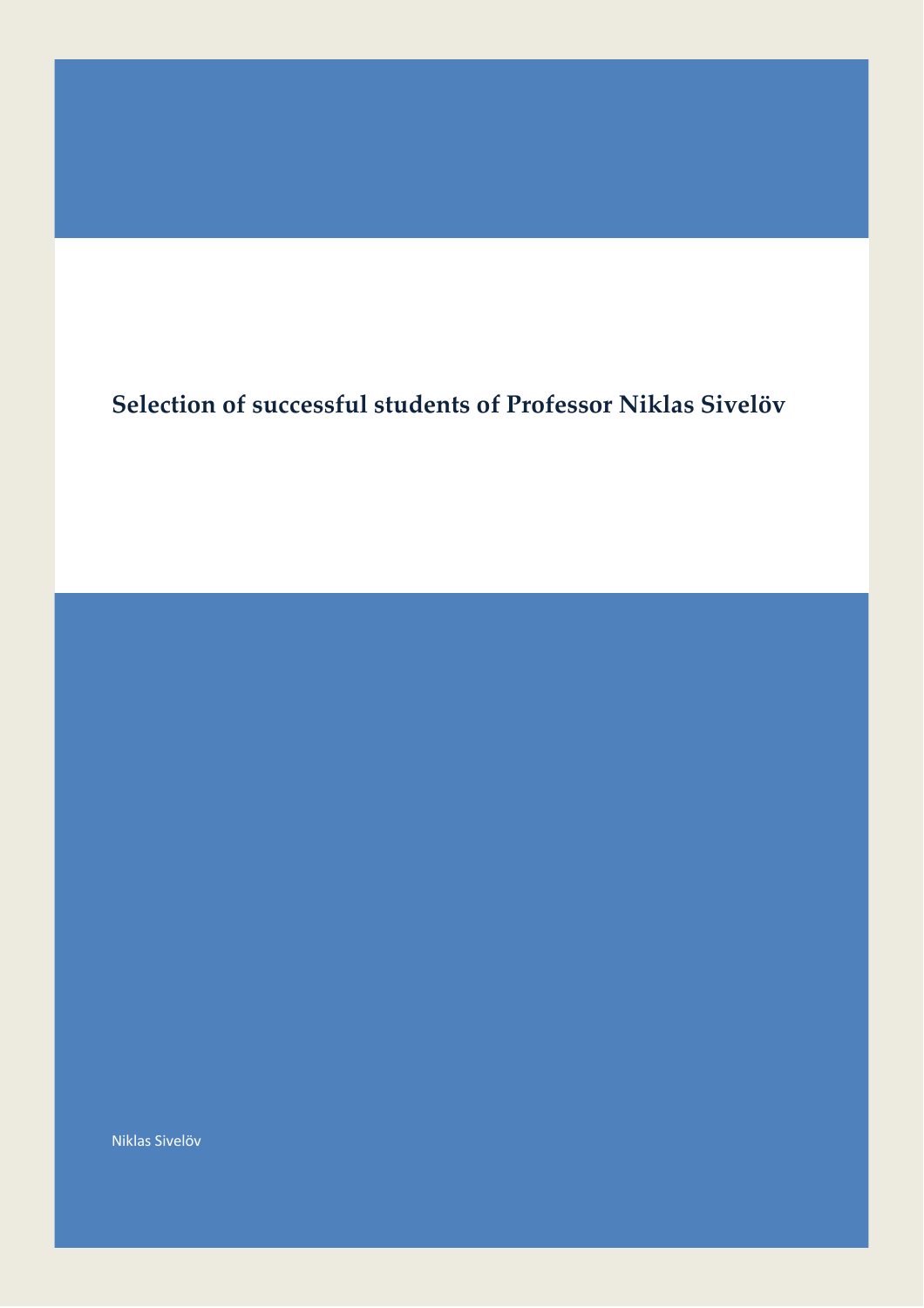# Selection of successful students of Professor Niklas Sivelöv

Niklas Sivelöv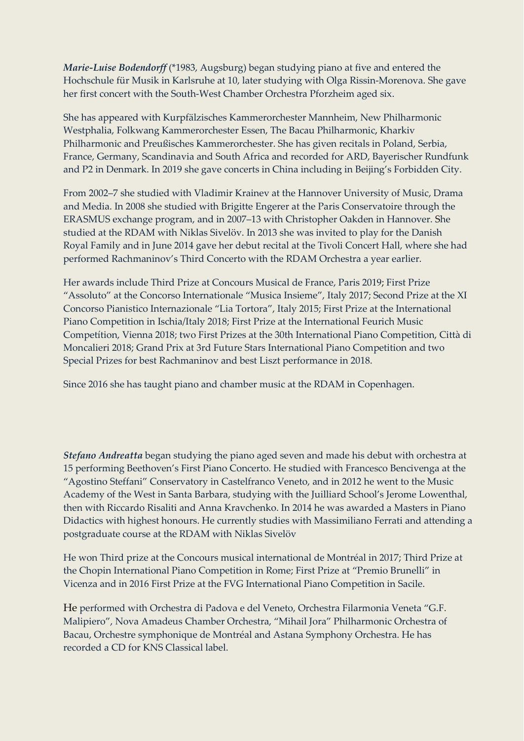***Marie-Luise Bodendorff*** (*1983, Augsburg) began studying piano at five and entered the Hochschule für Musik in Karlsruhe at 10, later studying with Olga Rissin-Morenova. She gave her first concert with the South-West Chamber Orchestra Pforzheim aged six.

She has appeared with Kurpfälzisches Kammerorchester Mannheim, New Philharmonic Westphalia, Folkwang Kammerorchester Essen, The Bacau Philharmonic, Kharkiv Philharmonic and Preußisches Kammerorchester. She has given recitals in Poland, Serbia, France, Germany, Scandinavia and South Africa and recorded for ARD, Bayerischer Rundfunk and P2 in Denmark. In 2019 she gave concerts in China including in Beijing's Forbidden City.

From 2002–7 she studied with Vladimir Krainev at the Hannover University of Music, Drama and Media. In 2008 she studied with Brigitte Engerer at the Paris Conservatoire through the ERASMUS exchange program, and in 2007–13 with Christopher Oakden in Hannover. She studied at the RDAM with Niklas Sivelöv. In 2013 she was invited to play for the Danish Royal Family and in June 2014 gave her debut recital at the Tivoli Concert Hall, where she had performed Rachmaninov's Third Concerto with the RDAM Orchestra a year earlier.

Her awards include Third Prize at Concours Musical de France, Paris 2019; First Prize "Assoluto" at the Concorso Internationale "Musica Insieme", Italy 2017; Second Prize at the XI Concorso Pianistico Internazionale "Lia Tortora", Italy 2015; First Prize at the International Piano Competition in Ischia/Italy 2018; First Prize at the International Feurich Music Competítion, Vienna 2018; two First Prizes at the 30th International Piano Competition, Città di Moncalieri 2018; Grand Prix at 3rd Future Stars International Piano Competition and two Special Prizes for best Rachmaninov and best Liszt performance in 2018.

Since 2016 she has taught piano and chamber music at the RDAM in Copenhagen.

***Stefano Andreatta*** began studying the piano aged seven and made his debut with orchestra at 15 performing Beethoven's First Piano Concerto. He studied with Francesco Bencivenga at the "Agostino Steffani" Conservatory in Castelfranco Veneto, and in 2012 he went to the Music Academy of the West in Santa Barbara, studying with the Juilliard School's Jerome Lowenthal, then with Riccardo Risaliti and Anna Kravchenko. In 2014 he was awarded a Masters in Piano Didactics with highest honours. He currently studies with Massimiliano Ferrati and attending a postgraduate course at the RDAM with Niklas Sivelöv

He won Third prize at the Concours musical international de Montréal in 2017; Third Prize at the Chopin International Piano Competition in Rome; First Prize at "Premio Brunelli" in Vicenza and in 2016 First Prize at the FVG International Piano Competition in Sacile.

He performed with Orchestra di Padova e del Veneto, Orchestra Filarmonia Veneta "G.F. Malipiero", Nova Amadeus Chamber Orchestra, "Mihail Jora" Philharmonic Orchestra of Bacau, Orchestre symphonique de Montréal and Astana Symphony Orchestra. He has recorded a CD for KNS Classical label.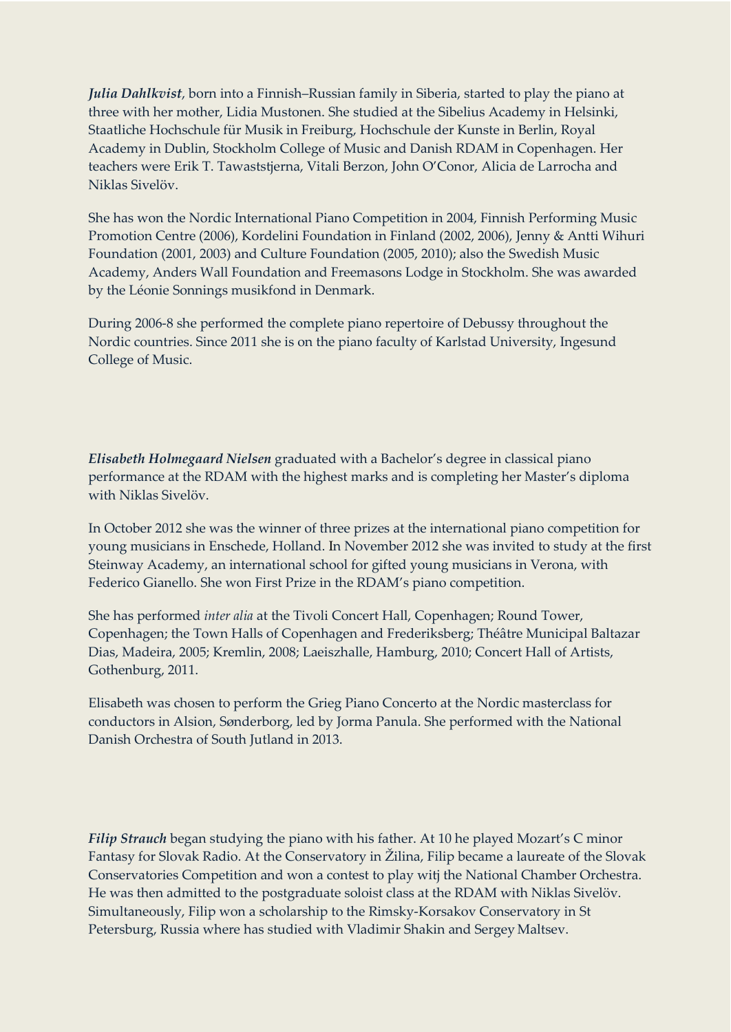***Julia Dahlkvist***, born into a Finnish–Russian family in Siberia, started to play the piano at three with her mother, Lidia Mustonen. She studied at the Sibelius Academy in Helsinki, Staatliche Hochschule für Musik in Freiburg, Hochschule der Kunste in Berlin, Royal Academy in Dublin, Stockholm College of Music and Danish RDAM in Copenhagen. Her teachers were Erik T. Tawaststjerna, Vitali Berzon, John O'Conor, Alicia de Larrocha and Niklas Sivelöv.

She has won the Nordic International Piano Competition in 2004, Finnish Performing Music Promotion Centre (2006), Kordelini Foundation in Finland (2002, 2006), Jenny & Antti Wihuri Foundation (2001, 2003) and Culture Foundation (2005, 2010); also the Swedish Music Academy, Anders Wall Foundation and Freemasons Lodge in Stockholm. She was awarded by the Léonie Sonnings musikfond in Denmark.

During 2006-8 she performed the complete piano repertoire of Debussy throughout the Nordic countries. Since 2011 she is on the piano faculty of Karlstad University, Ingesund College of Music.

***Elisabeth Holmegaard Nielsen*** graduated with a Bachelor's degree in classical piano performance at the RDAM with the highest marks and is completing her Master's diploma with Niklas Sivelöv.

In October 2012 she was the winner of three prizes at the international piano competition for young musicians in Enschede, Holland. In November 2012 she was invited to study at the first Steinway Academy, an international school for gifted young musicians in Verona, with Federico Gianello. She won First Prize in the RDAM's piano competition.

She has performed *inter alia* at the Tivoli Concert Hall, Copenhagen; Round Tower, Copenhagen; the Town Halls of Copenhagen and Frederiksberg; Théâtre Municipal Baltazar Dias, Madeira, 2005; Kremlin, 2008; Laeiszhalle, Hamburg, 2010; Concert Hall of Artists, Gothenburg, 2011.

Elisabeth was chosen to perform the Grieg Piano Concerto at the Nordic masterclass for conductors in Alsion, Sønderborg, led by Jorma Panula. She performed with the National Danish Orchestra of South Jutland in 2013.

***Filip Strauch*** began studying the piano with his father. At 10 he played Mozart's C minor Fantasy for Slovak Radio. At the Conservatory in Žilina, Filip became a laureate of the Slovak Conservatories Competition and won a contest to play witj the National Chamber Orchestra. He was then admitted to the postgraduate soloist class at the RDAM with Niklas Sivelöv. Simultaneously, Filip won a scholarship to the Rimsky-Korsakov Conservatory in St Petersburg, Russia where has studied with Vladimir Shakin and Sergey Maltsev.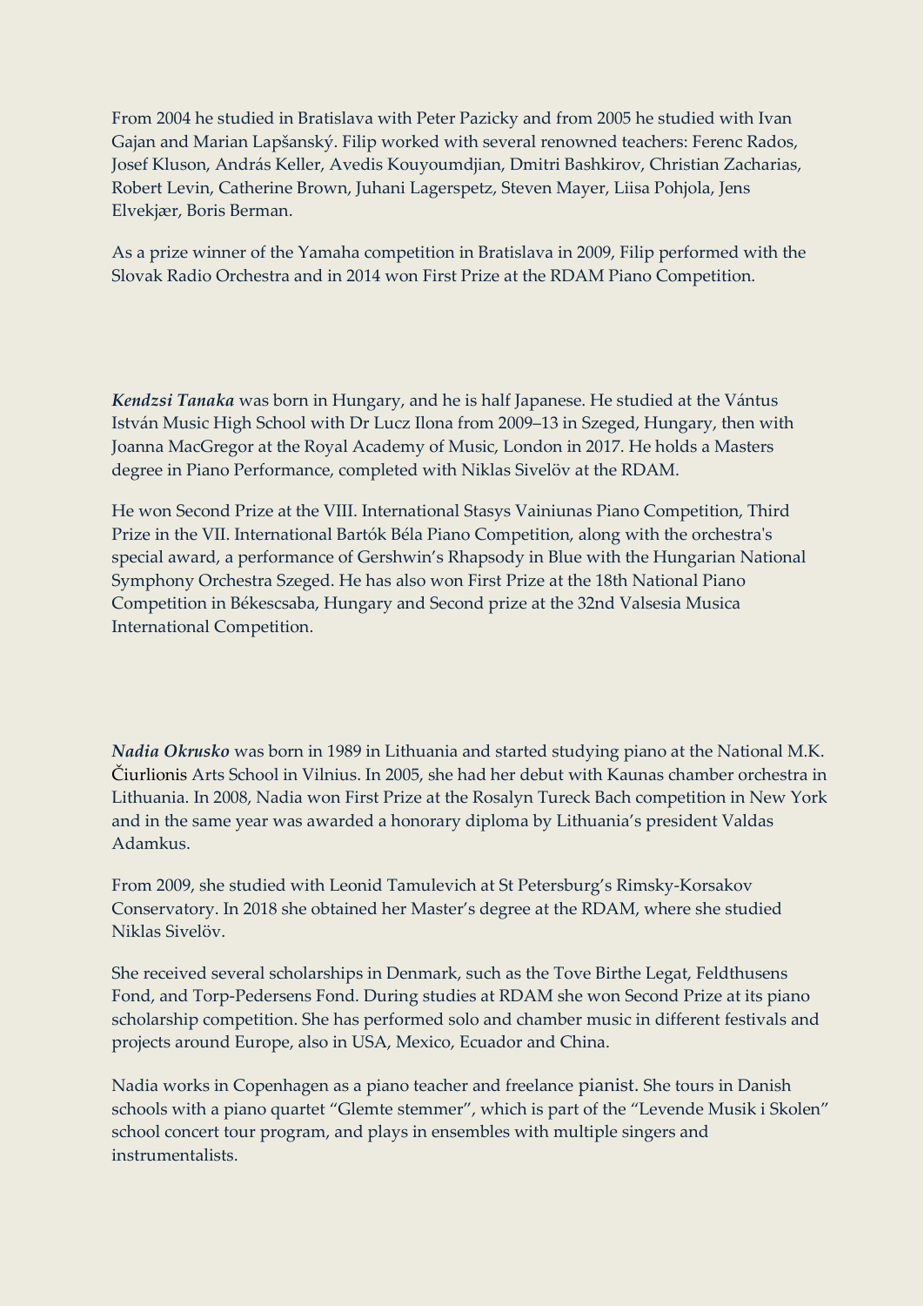From 2004 he studied in Bratislava with Peter Pazicky and from 2005 he studied with Ivan Gajan and Marian Lapšanský. Filip worked with several renowned teachers: Ferenc Rados, Josef Kluson, András Keller, Avedis Kouyoumdjian, Dmitri Bashkirov, Christian Zacharias, Robert Levin, Catherine Brown, Juhani Lagerspetz, Steven Mayer, Liisa Pohjola, Jens Elvekjær, Boris Berman.

As a prize winner of the Yamaha competition in Bratislava in 2009, Filip performed with the Slovak Radio Orchestra and in 2014 won First Prize at the RDAM Piano Competition.

***Kendzsi Tanaka*** was born in Hungary, and he is half Japanese. He studied at the Vántus István Music High School with Dr Lucz Ilona from 2009–13 in Szeged, Hungary, then with Joanna MacGregor at the Royal Academy of Music, London in 2017. He holds a Masters degree in Piano Performance, completed with Niklas Sivelöv at the RDAM.

He won Second Prize at the VIII. International Stasys Vainiunas Piano Competition, Third Prize in the VII. International Bartók Béla Piano Competition, along with the orchestra's special award, a performance of Gershwin's Rhapsody in Blue with the Hungarian National Symphony Orchestra Szeged. He has also won First Prize at the 18th National Piano Competition in Békescsaba, Hungary and Second prize at the 32nd Valsesia Musica International Competition.

***Nadia Okrusko*** was born in 1989 in Lithuania and started studying piano at the National M.K. Čiurlionis Arts School in Vilnius. In 2005, she had her debut with Kaunas chamber orchestra in Lithuania. In 2008, Nadia won First Prize at the Rosalyn Tureck Bach competition in New York and in the same year was awarded a honorary diploma by Lithuania's president Valdas Adamkus.

From 2009, she studied with Leonid Tamulevich at St Petersburg's Rimsky-Korsakov Conservatory. In 2018 she obtained her Master's degree at the RDAM, where she studied Niklas Sivelöv.

She received several scholarships in Denmark, such as the Tove Birthe Legat, Feldthusens Fond, and Torp-Pedersens Fond. During studies at RDAM she won Second Prize at its piano scholarship competition. She has performed solo and chamber music in different festivals and projects around Europe, also in USA, Mexico, Ecuador and China.

Nadia works in Copenhagen as a piano teacher and freelance pianist. She tours in Danish schools with a piano quartet "Glemte stemmer", which is part of the "Levende Musik i Skolen" school concert tour program, and plays in ensembles with multiple singers and instrumentalists.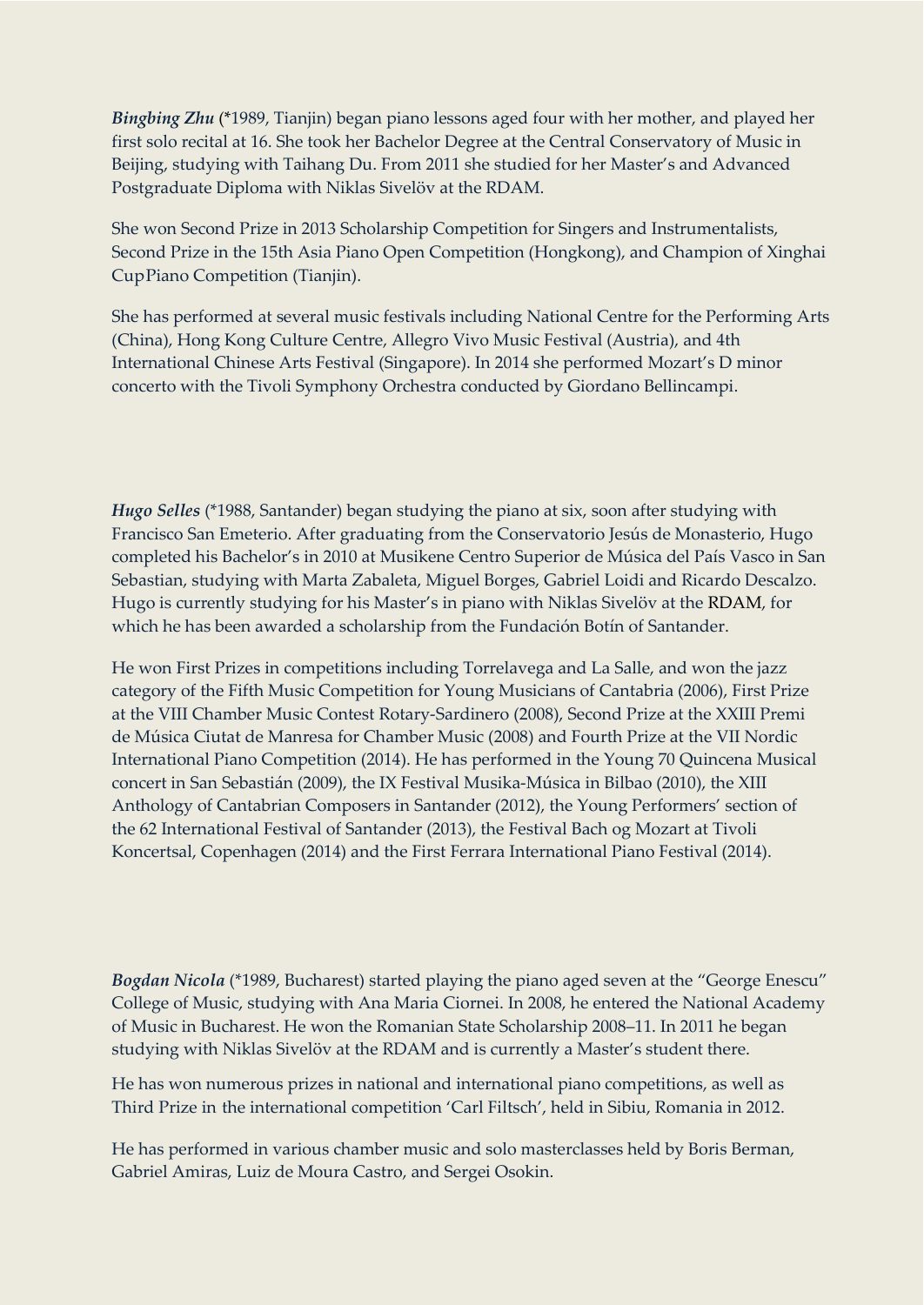***Bingbing Zhu*** (*1989, Tianjin) began piano lessons aged four with her mother, and played her first solo recital at 16. She took her Bachelor Degree at the Central Conservatory of Music in Beijing, studying with Taihang Du. From 2011 she studied for her Master's and Advanced Postgraduate Diploma with Niklas Sivelöv at the RDAM.

She won Second Prize in 2013 Scholarship Competition for Singers and Instrumentalists, Second Prize in the 15th Asia Piano Open Competition (Hongkong), and Champion of Xinghai CupPiano Competition (Tianjin).

She has performed at several music festivals including National Centre for the Performing Arts (China), Hong Kong Culture Centre, Allegro Vivo Music Festival (Austria), and 4th International Chinese Arts Festival (Singapore). In 2014 she performed Mozart's D minor concerto with the Tivoli Symphony Orchestra conducted by Giordano Bellincampi.

***Hugo Selles*** (*1988, Santander) began studying the piano at six, soon after studying with Francisco San Emeterio. After graduating from the Conservatorio Jesús de Monasterio, Hugo completed his Bachelor's in 2010 at Musikene Centro Superior de Música del País Vasco in San Sebastian, studying with Marta Zabaleta, Miguel Borges, Gabriel Loidi and Ricardo Descalzo. Hugo is currently studying for his Master's in piano with Niklas Sivelöv at the RDAM, for which he has been awarded a scholarship from the Fundación Botín of Santander.

He won First Prizes in competitions including Torrelavega and La Salle, and won the jazz category of the Fifth Music Competition for Young Musicians of Cantabria (2006), First Prize at the VIII Chamber Music Contest Rotary-Sardinero (2008), Second Prize at the XXIII Premi de Música Ciutat de Manresa for Chamber Music (2008) and Fourth Prize at the VII Nordic International Piano Competition (2014). He has performed in the Young 70 Quincena Musical concert in San Sebastián (2009), the IX Festival Musika-Música in Bilbao (2010), the XIII Anthology of Cantabrian Composers in Santander (2012), the Young Performers' section of the 62 International Festival of Santander (2013), the Festival Bach og Mozart at Tivoli Koncertsal, Copenhagen (2014) and the First Ferrara International Piano Festival (2014).

***Bogdan Nicola*** (*1989, Bucharest) started playing the piano aged seven at the "George Enescu" College of Music, studying with Ana Maria Ciornei. In 2008, he entered the National Academy of Music in Bucharest. He won the Romanian State Scholarship 2008–11. In 2011 he began studying with Niklas Sivelöv at the RDAM and is currently a Master's student there.

He has won numerous prizes in national and international piano competitions, as well as Third Prize in the international competition 'Carl Filtsch', held in Sibiu, Romania in 2012.

He has performed in various chamber music and solo masterclasses held by Boris Berman, Gabriel Amiras, Luiz de Moura Castro, and Sergei Osokin.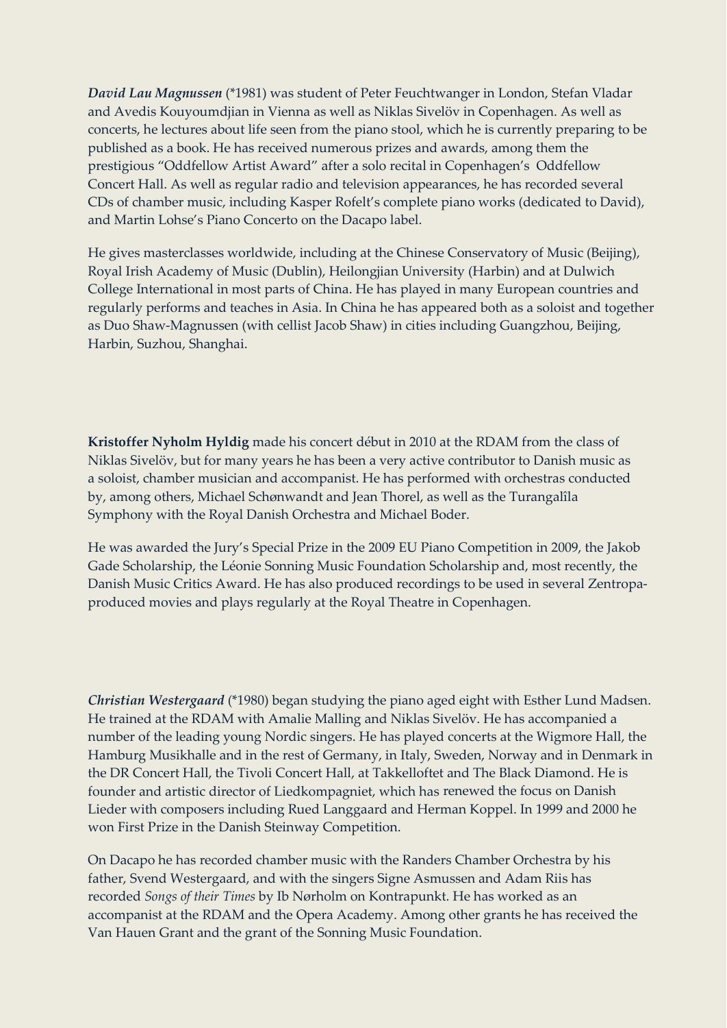***David Lau Magnussen*** (*1981) was student of Peter Feuchtwanger in London, Stefan Vladar and Avedis Kouyoumdjian in Vienna as well as Niklas Sivelöv in Copenhagen. As well as concerts, he lectures about life seen from the piano stool, which he is currently preparing to be published as a book. He has received numerous prizes and awards, among them the prestigious "Oddfellow Artist Award" after a solo recital in Copenhagen's Oddfellow Concert Hall. As well as regular radio and television appearances, he has recorded several CDs of chamber music, including Kasper Rofelt's complete piano works (dedicated to David), and Martin Lohse's Piano Concerto on the Dacapo label.

He gives masterclasses worldwide, including at the Chinese Conservatory of Music (Beijing), Royal Irish Academy of Music (Dublin), Heilongjian University (Harbin) and at Dulwich College International in most parts of China. He has played in many European countries and regularly performs and teaches in Asia. In China he has appeared both as a soloist and together as Duo Shaw-Magnussen (with cellist Jacob Shaw) in cities including Guangzhou, Beijing, Harbin, Suzhou, Shanghai.

**Kristoffer Nyholm Hyldig** made his concert début in 2010 at the RDAM from the class of Niklas Sivelöv, but for many years he has been a very active contributor to Danish music as a soloist, chamber musician and accompanist. He has performed with orchestras conducted by, among others, Michael Schønwandt and Jean Thorel, as well as the Turangalîla Symphony with the Royal Danish Orchestra and Michael Boder.

He was awarded the Jury's Special Prize in the 2009 EU Piano Competition in 2009, the Jakob Gade Scholarship, the Léonie Sonning Music Foundation Scholarship and, most recently, the Danish Music Critics Award. He has also produced recordings to be used in several Zentropa-produced movies and plays regularly at the Royal Theatre in Copenhagen.

***Christian Westergaard*** (*1980) began studying the piano aged eight with Esther Lund Madsen. He trained at the RDAM with Amalie Malling and Niklas Sivelöv. He has accompanied a number of the leading young Nordic singers. He has played concerts at the Wigmore Hall, the Hamburg Musikhalle and in the rest of Germany, in Italy, Sweden, Norway and in Denmark in the DR Concert Hall, the Tivoli Concert Hall, at Takkelloftet and The Black Diamond. He is founder and artistic director of Liedkompagniet, which has renewed the focus on Danish Lieder with composers including Rued Langgaard and Herman Koppel. In 1999 and 2000 he won First Prize in the Danish Steinway Competition.

On Dacapo he has recorded chamber music with the Randers Chamber Orchestra by his father, Svend Westergaard, and with the singers Signe Asmussen and Adam Riis has recorded *Songs of their Times* by Ib Nørholm on Kontrapunkt. He has worked as an accompanist at the RDAM and the Opera Academy. Among other grants he has received the Van Hauen Grant and the grant of the Sonning Music Foundation.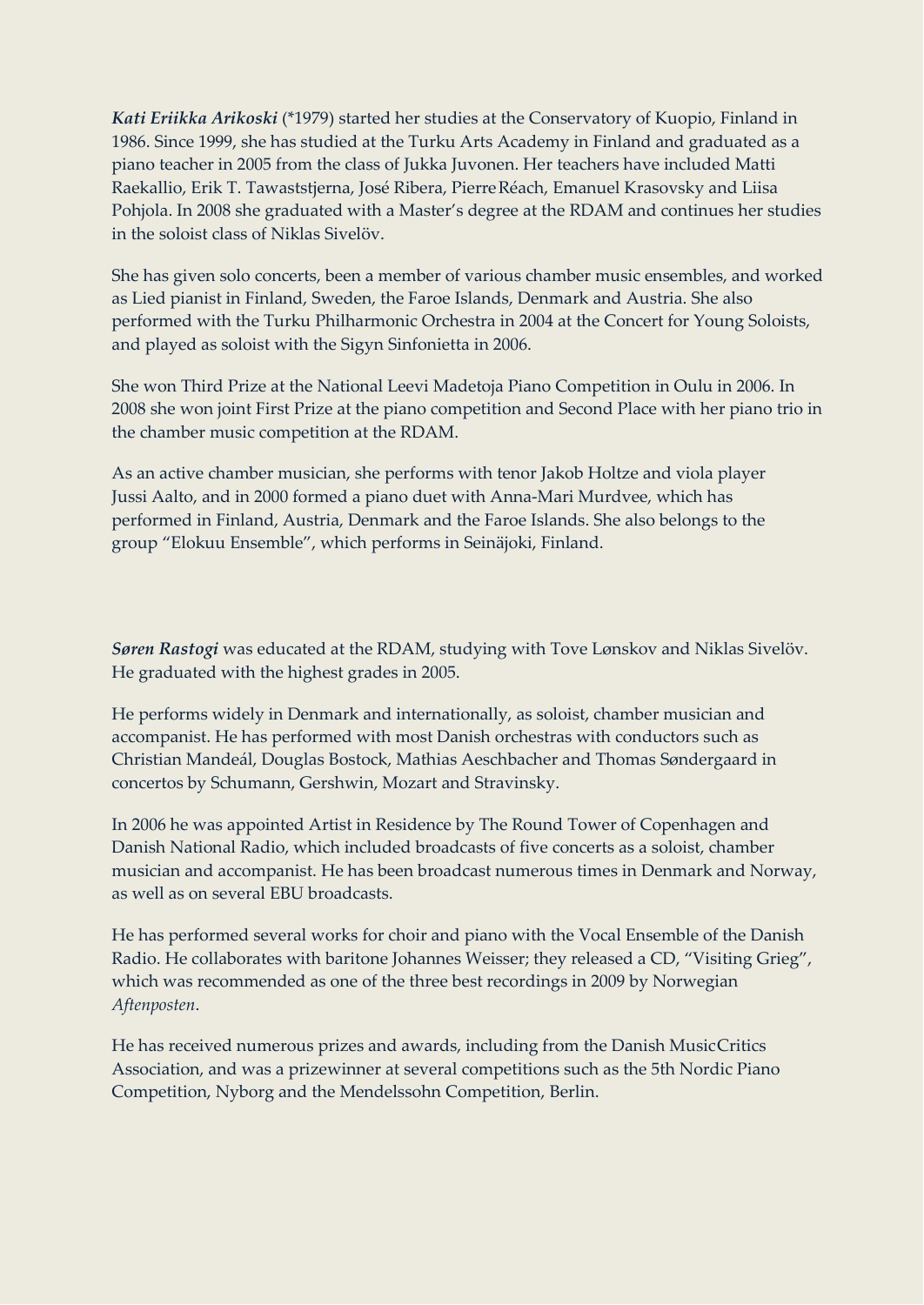***Kati Eriikka Arikoski*** (*1979) started her studies at the Conservatory of Kuopio, Finland in 1986. Since 1999, she has studied at the Turku Arts Academy in Finland and graduated as a piano teacher in 2005 from the class of Jukka Juvonen. Her teachers have included Matti Raekallio, Erik T. Tawaststjerna, José Ribera, Pierre Réach, Emanuel Krasovsky and Liisa Pohjola. In 2008 she graduated with a Master's degree at the RDAM and continues her studies in the soloist class of Niklas Sivelöv.

She has given solo concerts, been a member of various chamber music ensembles, and worked as Lied pianist in Finland, Sweden, the Faroe Islands, Denmark and Austria. She also performed with the Turku Philharmonic Orchestra in 2004 at the Concert for Young Soloists, and played as soloist with the Sigyn Sinfonietta in 2006.

She won Third Prize at the National Leevi Madetoja Piano Competition in Oulu in 2006. In 2008 she won joint First Prize at the piano competition and Second Place with her piano trio in the chamber music competition at the RDAM.

As an active chamber musician, she performs with tenor Jakob Holtze and viola player Jussi Aalto, and in 2000 formed a piano duet with Anna-Mari Murdvee, which has performed in Finland, Austria, Denmark and the Faroe Islands. She also belongs to the group "Elokuu Ensemble", which performs in Seinäjoki, Finland.

***Søren Rastogi*** was educated at the RDAM, studying with Tove Lønskov and Niklas Sivelöv. He graduated with the highest grades in 2005.

He performs widely in Denmark and internationally, as soloist, chamber musician and accompanist. He has performed with most Danish orchestras with conductors such as Christian Mandeál, Douglas Bostock, Mathias Aeschbacher and Thomas Søndergaard in concertos by Schumann, Gershwin, Mozart and Stravinsky.

In 2006 he was appointed Artist in Residence by The Round Tower of Copenhagen and Danish National Radio, which included broadcasts of five concerts as a soloist, chamber musician and accompanist. He has been broadcast numerous times in Denmark and Norway, as well as on several EBU broadcasts.

He has performed several works for choir and piano with the Vocal Ensemble of the Danish Radio. He collaborates with baritone Johannes Weisser; they released a CD, "Visiting Grieg", which was recommended as one of the three best recordings in 2009 by Norwegian *Aftenposten*.

He has received numerous prizes and awards, including from the Danish Music Critics Association, and was a prizewinner at several competitions such as the 5th Nordic Piano Competition, Nyborg and the Mendelssohn Competition, Berlin.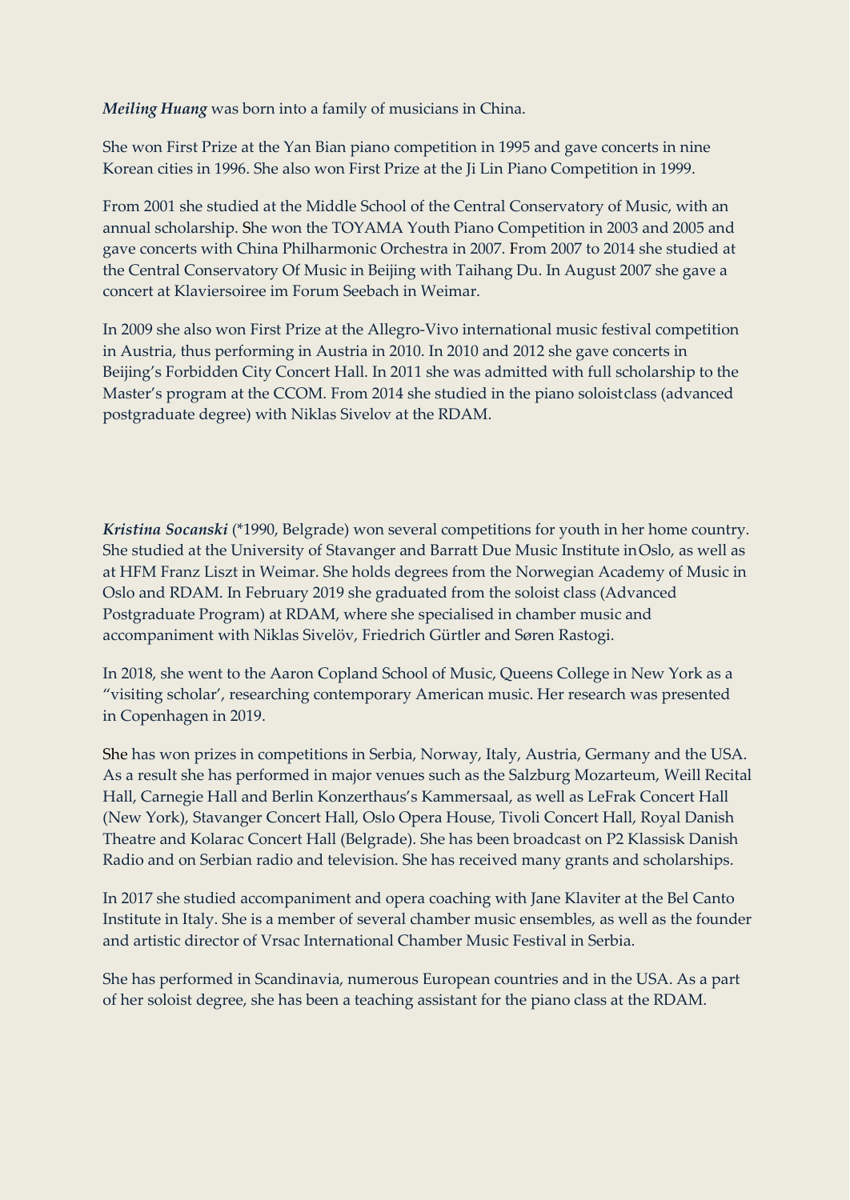***Meiling Huang*** was born into a family of musicians in China.

She won First Prize at the Yan Bian piano competition in 1995 and gave concerts in nine Korean cities in 1996. She also won First Prize at the Ji Lin Piano Competition in 1999.

From 2001 she studied at the Middle School of the Central Conservatory of Music, with an annual scholarship. She won the TOYAMA Youth Piano Competition in 2003 and 2005 and gave concerts with China Philharmonic Orchestra in 2007. From 2007 to 2014 she studied at the Central Conservatory Of Music in Beijing with Taihang Du. In August 2007 she gave a concert at Klaviersoiree im Forum Seebach in Weimar.

In 2009 she also won First Prize at the Allegro-Vivo international music festival competition in Austria, thus performing in Austria in 2010. In 2010 and 2012 she gave concerts in Beijing's Forbidden City Concert Hall. In 2011 she was admitted with full scholarship to the Master's program at the CCOM. From 2014 she studied in the piano soloistclass (advanced postgraduate degree) with Niklas Sivelov at the RDAM.

***Kristina Socanski*** (*1990, Belgrade) won several competitions for youth in her home country. She studied at the University of Stavanger and Barratt Due Music Institute inOslo, as well as at HFM Franz Liszt in Weimar. She holds degrees from the Norwegian Academy of Music in Oslo and RDAM. In February 2019 she graduated from the soloist class (Advanced Postgraduate Program) at RDAM, where she specialised in chamber music and accompaniment with Niklas Sivelöv, Friedrich Gürtler and Søren Rastogi.

In 2018, she went to the Aaron Copland School of Music, Queens College in New York as a "visiting scholar', researching contemporary American music. Her research was presented in Copenhagen in 2019.

She has won prizes in competitions in Serbia, Norway, Italy, Austria, Germany and the USA. As a result she has performed in major venues such as the Salzburg Mozarteum, Weill Recital Hall, Carnegie Hall and Berlin Konzerthaus's Kammersaal, as well as LeFrak Concert Hall (New York), Stavanger Concert Hall, Oslo Opera House, Tivoli Concert Hall, Royal Danish Theatre and Kolarac Concert Hall (Belgrade). She has been broadcast on P2 Klassisk Danish Radio and on Serbian radio and television. She has received many grants and scholarships.

In 2017 she studied accompaniment and opera coaching with Jane Klaviter at the Bel Canto Institute in Italy. She is a member of several chamber music ensembles, as well as the founder and artistic director of Vrsac International Chamber Music Festival in Serbia.

She has performed in Scandinavia, numerous European countries and in the USA. As a part of her soloist degree, she has been a teaching assistant for the piano class at the RDAM.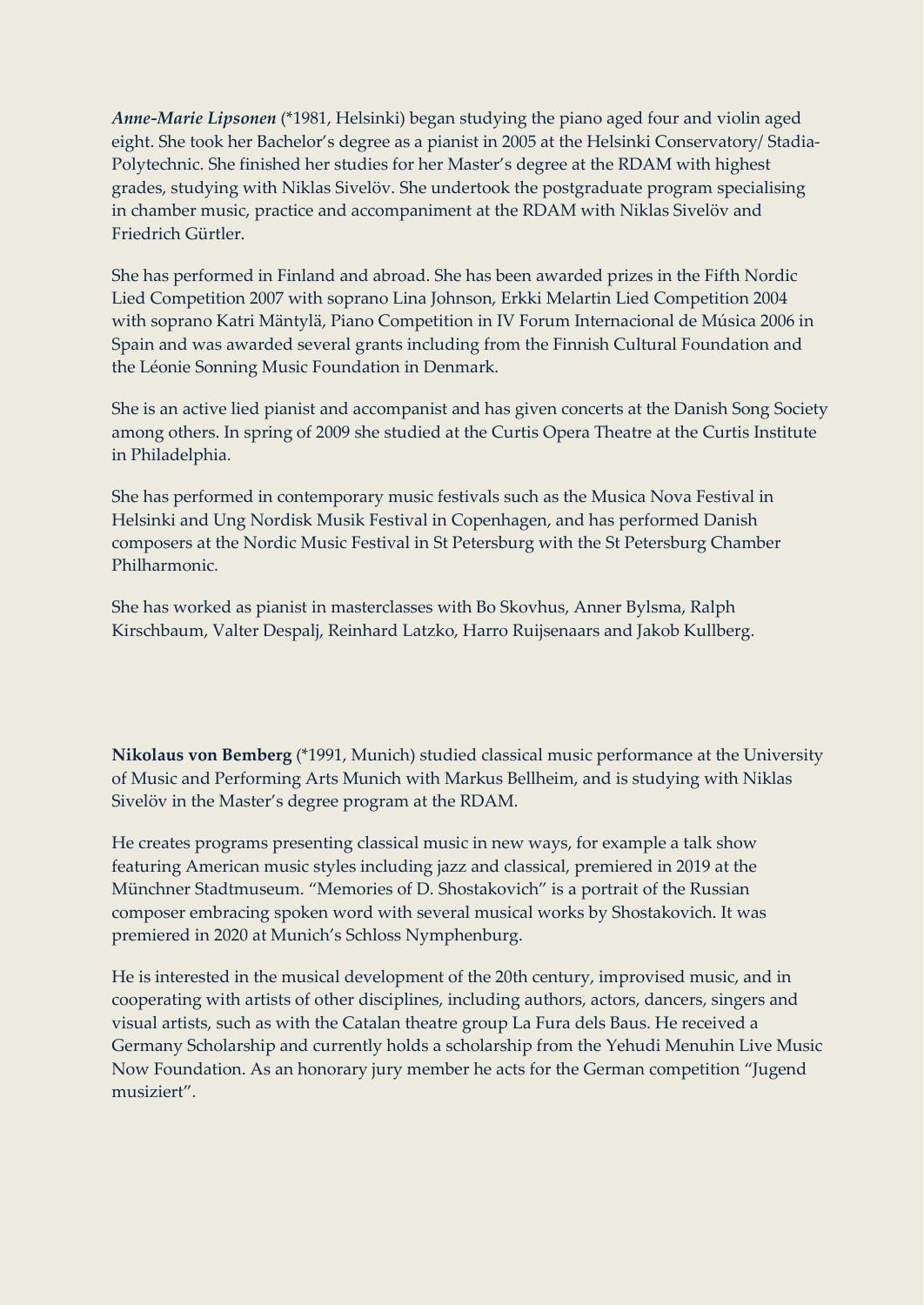***Anne-Marie Lipsonen*** (*1981, Helsinki) began studying the piano aged four and violin aged eight. She took her Bachelor's degree as a pianist in 2005 at the Helsinki Conservatory/ Stadia-Polytechnic. She finished her studies for her Master's degree at the RDAM with highest grades, studying with Niklas Sivelöv. She undertook the postgraduate program specialising in chamber music, practice and accompaniment at the RDAM with Niklas Sivelöv and Friedrich Gürtler.

She has performed in Finland and abroad. She has been awarded prizes in the Fifth Nordic Lied Competition 2007 with soprano Lina Johnson, Erkki Melartin Lied Competition 2004 with soprano Katri Mäntylä, Piano Competition in IV Forum Internacional de Música 2006 in Spain and was awarded several grants including from the Finnish Cultural Foundation and the Léonie Sonning Music Foundation in Denmark.

She is an active lied pianist and accompanist and has given concerts at the Danish Song Society among others. In spring of 2009 she studied at the Curtis Opera Theatre at the Curtis Institute in Philadelphia.

She has performed in contemporary music festivals such as the Musica Nova Festival in Helsinki and Ung Nordisk Musik Festival in Copenhagen, and has performed Danish composers at the Nordic Music Festival in St Petersburg with the St Petersburg Chamber Philharmonic.

She has worked as pianist in masterclasses with Bo Skovhus, Anner Bylsma, Ralph Kirschbaum, Valter Despalj, Reinhard Latzko, Harro Ruijsenaars and Jakob Kullberg.

**Nikolaus von Bemberg** (*1991, Munich) studied classical music performance at the University of Music and Performing Arts Munich with Markus Bellheim, and is studying with Niklas Sivelöv in the Master's degree program at the RDAM.

He creates programs presenting classical music in new ways, for example a talk show featuring American music styles including jazz and classical, premiered in 2019 at the Münchner Stadtmuseum. "Memories of D. Shostakovich" is a portrait of the Russian composer embracing spoken word with several musical works by Shostakovich. It was premiered in 2020 at Munich's Schloss Nymphenburg.

He is interested in the musical development of the 20th century, improvised music, and in cooperating with artists of other disciplines, including authors, actors, dancers, singers and visual artists, such as with the Catalan theatre group La Fura dels Baus. He received a Germany Scholarship and currently holds a scholarship from the Yehudi Menuhin Live Music Now Foundation. As an honorary jury member he acts for the German competition "Jugend musiziert".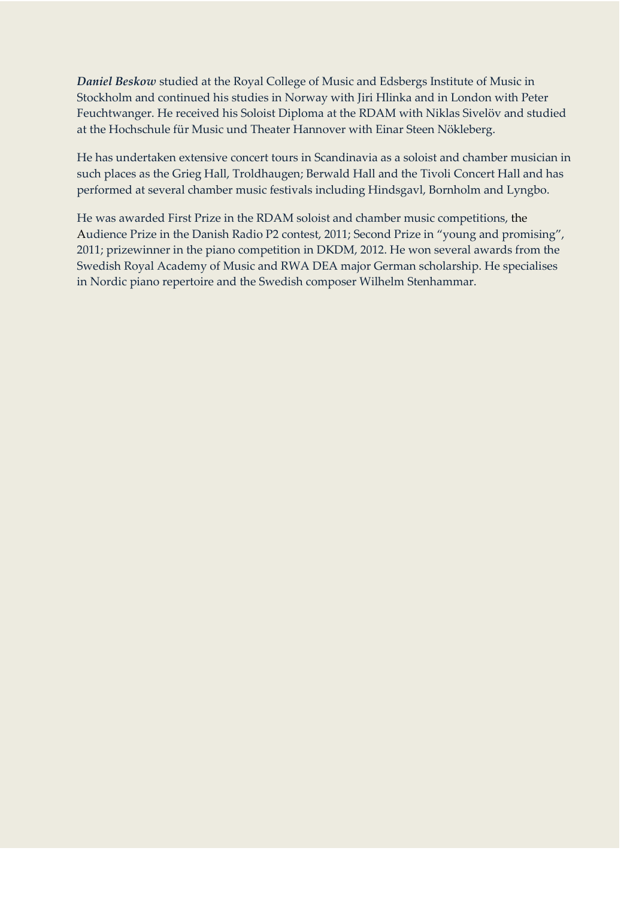***Daniel Beskow*** studied at the Royal College of Music and Edsbergs Institute of Music in Stockholm and continued his studies in Norway with Jiri Hlinka and in London with Peter Feuchtwanger. He received his Soloist Diploma at the RDAM with Niklas Sivelöv and studied at the Hochschule für Music und Theater Hannover with Einar Steen Nökleberg.

He has undertaken extensive concert tours in Scandinavia as a soloist and chamber musician in such places as the Grieg Hall, Troldhaugen; Berwald Hall and the Tivoli Concert Hall and has performed at several chamber music festivals including Hindsgavl, Bornholm and Lyngbo.

He was awarded First Prize in the RDAM soloist and chamber music competitions, the Audience Prize in the Danish Radio P2 contest, 2011; Second Prize in "young and promising", 2011; prizewinner in the piano competition in DKDM, 2012. He won several awards from the Swedish Royal Academy of Music and RWA DEA major German scholarship. He specialises in Nordic piano repertoire and the Swedish composer Wilhelm Stenhammar.